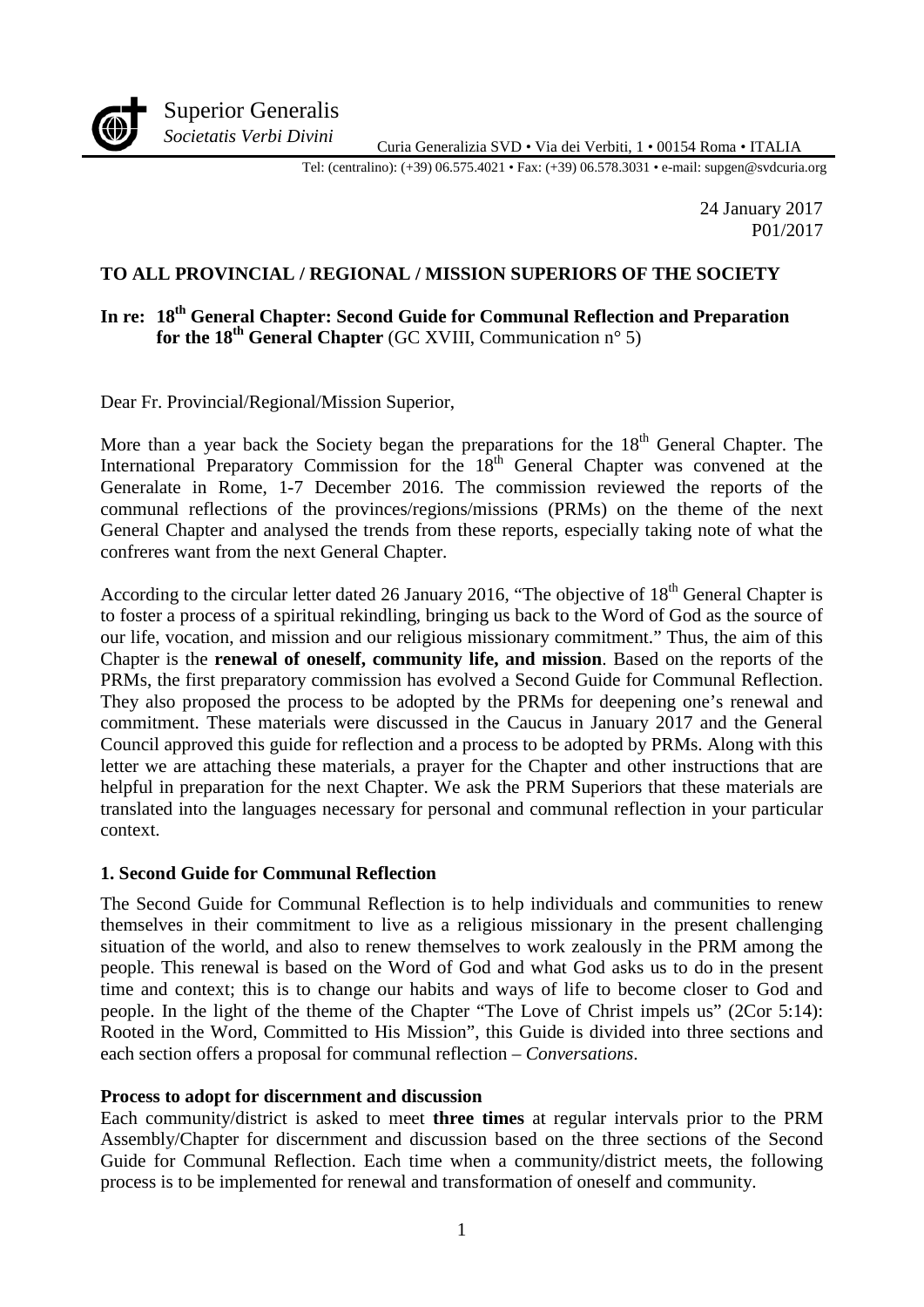Superior Generalis
*Societatis Verbi Divini*

Curia Generalizia SVD • Via dei Verbiti, 1 • 00154 Roma • ITALIA

Tel: (centralino): (+39) 06.575.4021 • Fax: (+39) 06.578.3031 • e-mail: supgen@svdcuria.org

24 January 2017
P01/2017

**TO ALL PROVINCIAL / REGIONAL / MISSION SUPERIORS OF THE SOCIETY**

**In re: 18th General Chapter: Second Guide for Communal Reflection and Preparation for the 18th General Chapter** (GC XVIII, Communication n° 5)

Dear Fr. Provincial/Regional/Mission Superior,

More than a year back the Society began the preparations for the 18th General Chapter. The International Preparatory Commission for the 18th General Chapter was convened at the Generalate in Rome, 1-7 December 2016. The commission reviewed the reports of the communal reflections of the provinces/regions/missions (PRMs) on the theme of the next General Chapter and analysed the trends from these reports, especially taking note of what the confreres want from the next General Chapter.

According to the circular letter dated 26 January 2016, "The objective of 18th General Chapter is to foster a process of a spiritual rekindling, bringing us back to the Word of God as the source of our life, vocation, and mission and our religious missionary commitment." Thus, the aim of this Chapter is the **renewal of oneself, community life, and mission**. Based on the reports of the PRMs, the first preparatory commission has evolved a Second Guide for Communal Reflection. They also proposed the process to be adopted by the PRMs for deepening one's renewal and commitment. These materials were discussed in the Caucus in January 2017 and the General Council approved this guide for reflection and a process to be adopted by PRMs. Along with this letter we are attaching these materials, a prayer for the Chapter and other instructions that are helpful in preparation for the next Chapter. We ask the PRM Superiors that these materials are translated into the languages necessary for personal and communal reflection in your particular context.

### 1. Second Guide for Communal Reflection

The Second Guide for Communal Reflection is to help individuals and communities to renew themselves in their commitment to live as a religious missionary in the present challenging situation of the world, and also to renew themselves to work zealously in the PRM among the people. This renewal is based on the Word of God and what God asks us to do in the present time and context; this is to change our habits and ways of life to become closer to God and people. In the light of the theme of the Chapter "The Love of Christ impels us" (2Cor 5:14): Rooted in the Word, Committed to His Mission", this Guide is divided into three sections and each section offers a proposal for communal reflection – *Conversations*.

**Process to adopt for discernment and discussion**

Each community/district is asked to meet **three times** at regular intervals prior to the PRM Assembly/Chapter for discernment and discussion based on the three sections of the Second Guide for Communal Reflection. Each time when a community/district meets, the following process is to be implemented for renewal and transformation of oneself and community.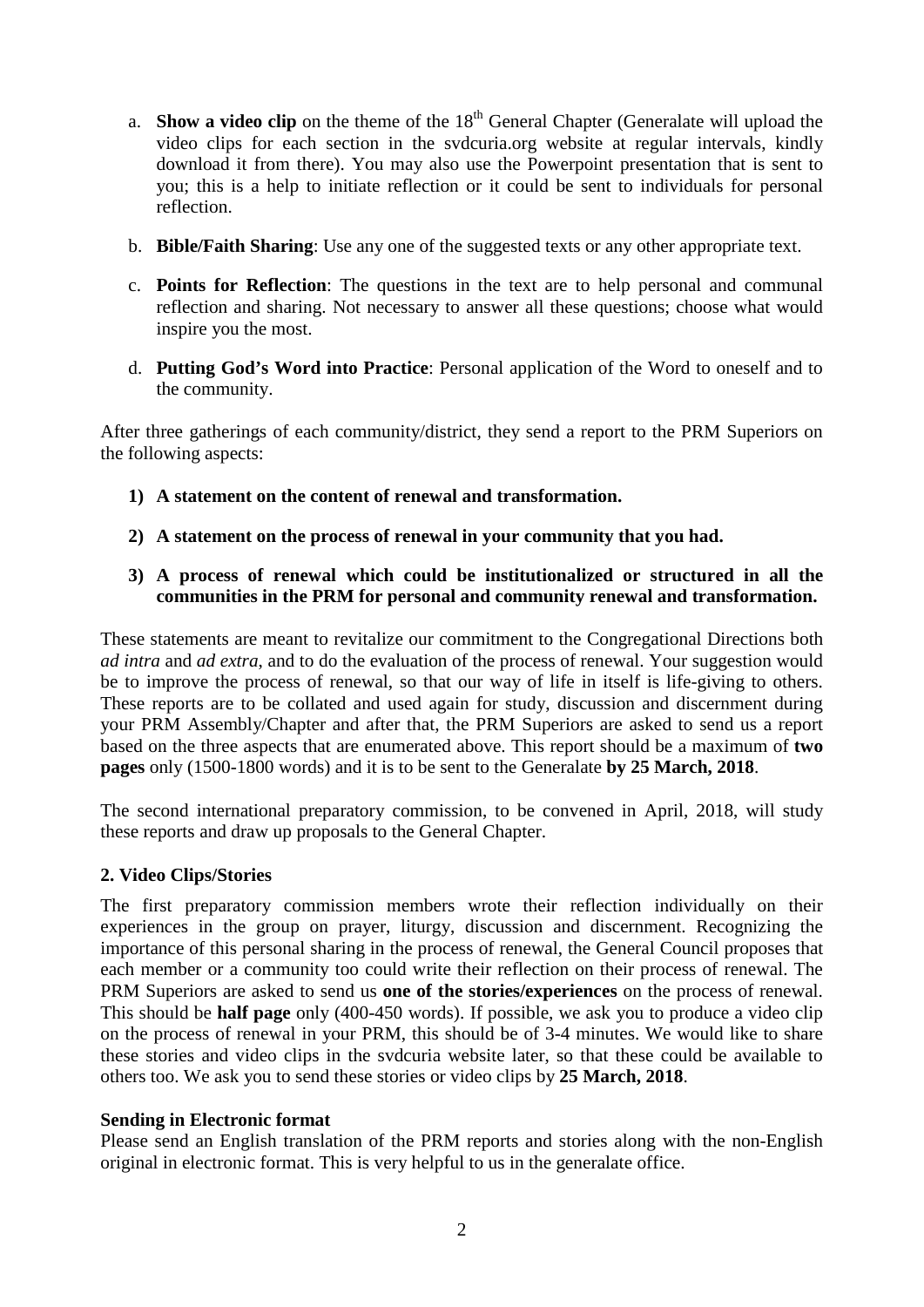a. **Show a video clip** on the theme of the 18th General Chapter (Generalate will upload the video clips for each section in the svdcuria.org website at regular intervals, kindly download it from there). You may also use the Powerpoint presentation that is sent to you; this is a help to initiate reflection or it could be sent to individuals for personal reflection.

b. **Bible/Faith Sharing**: Use any one of the suggested texts or any other appropriate text.

c. **Points for Reflection**: The questions in the text are to help personal and communal reflection and sharing. Not necessary to answer all these questions; choose what would inspire you the most.

d. **Putting God's Word into Practice**: Personal application of the Word to oneself and to the community.

After three gatherings of each community/district, they send a report to the PRM Superiors on the following aspects:

1) **A statement on the content of renewal and transformation.**

2) **A statement on the process of renewal in your community that you had.**

3) **A process of renewal which could be institutionalized or structured in all the communities in the PRM for personal and community renewal and transformation.**

These statements are meant to revitalize our commitment to the Congregational Directions both *ad intra* and *ad extra*, and to do the evaluation of the process of renewal. Your suggestion would be to improve the process of renewal, so that our way of life in itself is life-giving to others. These reports are to be collated and used again for study, discussion and discernment during your PRM Assembly/Chapter and after that, the PRM Superiors are asked to send us a report based on the three aspects that are enumerated above. This report should be a maximum of **two pages** only (1500-1800 words) and it is to be sent to the Generalate **by 25 March, 2018**.

The second international preparatory commission, to be convened in April, 2018, will study these reports and draw up proposals to the General Chapter.

### 2. Video Clips/Stories

The first preparatory commission members wrote their reflection individually on their experiences in the group on prayer, liturgy, discussion and discernment. Recognizing the importance of this personal sharing in the process of renewal, the General Council proposes that each member or a community too could write their reflection on their process of renewal. The PRM Superiors are asked to send us **one of the stories/experiences** on the process of renewal. This should be **half page** only (400-450 words). If possible, we ask you to produce a video clip on the process of renewal in your PRM, this should be of 3-4 minutes. We would like to share these stories and video clips in the svdcuria website later, so that these could be available to others too. We ask you to send these stories or video clips by **25 March, 2018**.

### Sending in Electronic format

Please send an English translation of the PRM reports and stories along with the non-English original in electronic format. This is very helpful to us in the generalate office.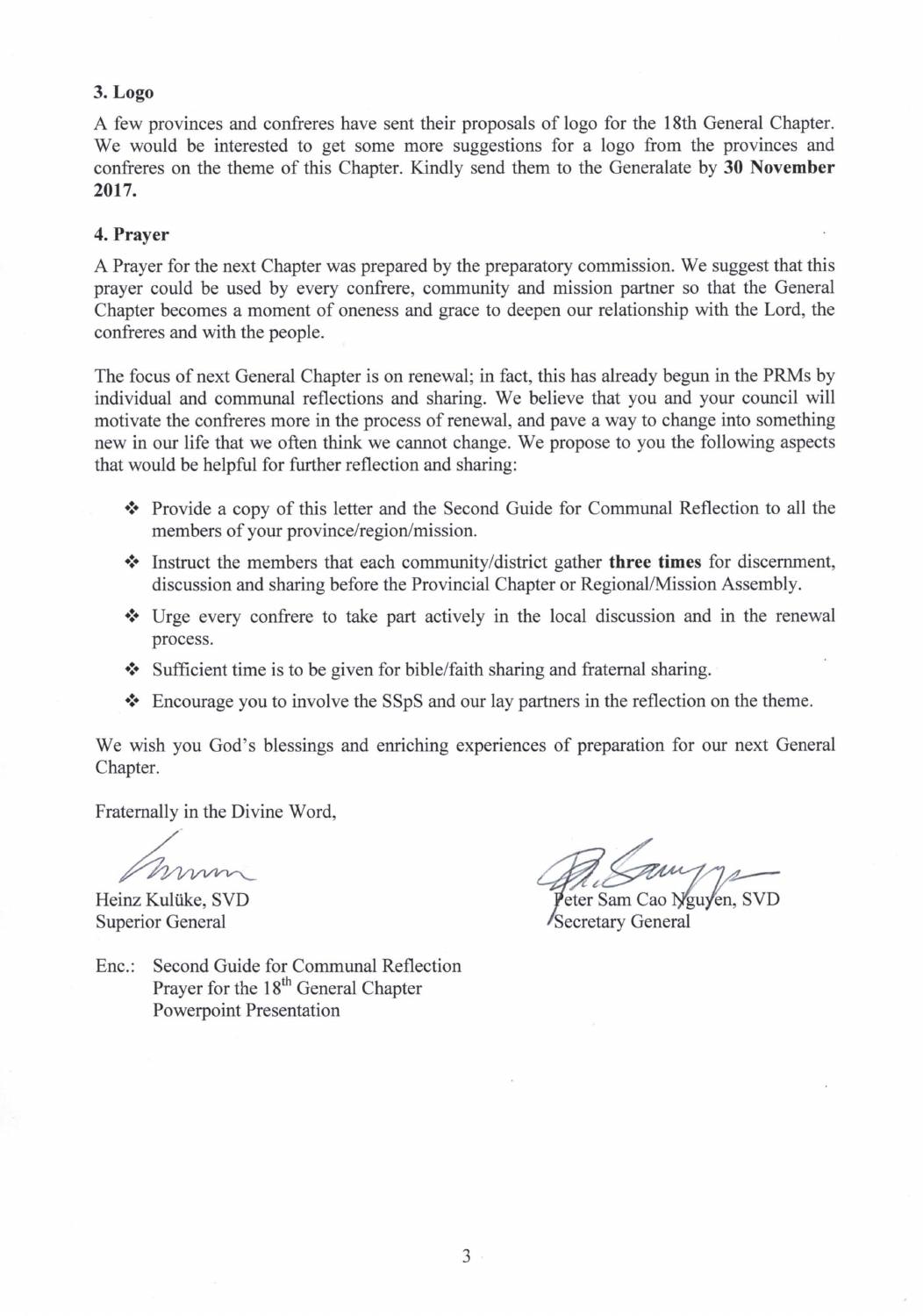### 3. Logo

A few provinces and confreres have sent their proposals of logo for the 18th General Chapter. We would be interested to get some more suggestions for a logo from the provinces and confreres on the theme of this Chapter. Kindly send them to the Generalate by **30 November 2017.**

### 4. Prayer

A Prayer for the next Chapter was prepared by the preparatory commission. We suggest that this prayer could be used by every confrere, community and mission partner so that the General Chapter becomes a moment of oneness and grace to deepen our relationship with the Lord, the confreres and with the people.

The focus of next General Chapter is on renewal; in fact, this has already begun in the PRMs by individual and communal reflections and sharing. We believe that you and your council will motivate the confreres more in the process of renewal, and pave a way to change into something new in our life that we often think we cannot change. We propose to you the following aspects that would be helpful for further reflection and sharing:

- Provide a copy of this letter and the Second Guide for Communal Reflection to all the members of your province/region/mission.
- Instruct the members that each community/district gather **three times** for discernment, discussion and sharing before the Provincial Chapter or Regional/Mission Assembly.
- Urge every confrere to take part actively in the local discussion and in the renewal process.
- Sufficient time is to be given for bible/faith sharing and fraternal sharing.
- Encourage you to involve the SSpS and our lay partners in the reflection on the theme.

We wish you God's blessings and enriching experiences of preparation for our next General Chapter.

Fraternally in the Divine Word,

Heinz Kulüke, SVD
Superior General

Peter Sam Cao Nguyen, SVD
Secretary General

Enc.: Second Guide for Communal Reflection
Prayer for the 18th General Chapter
Powerpoint Presentation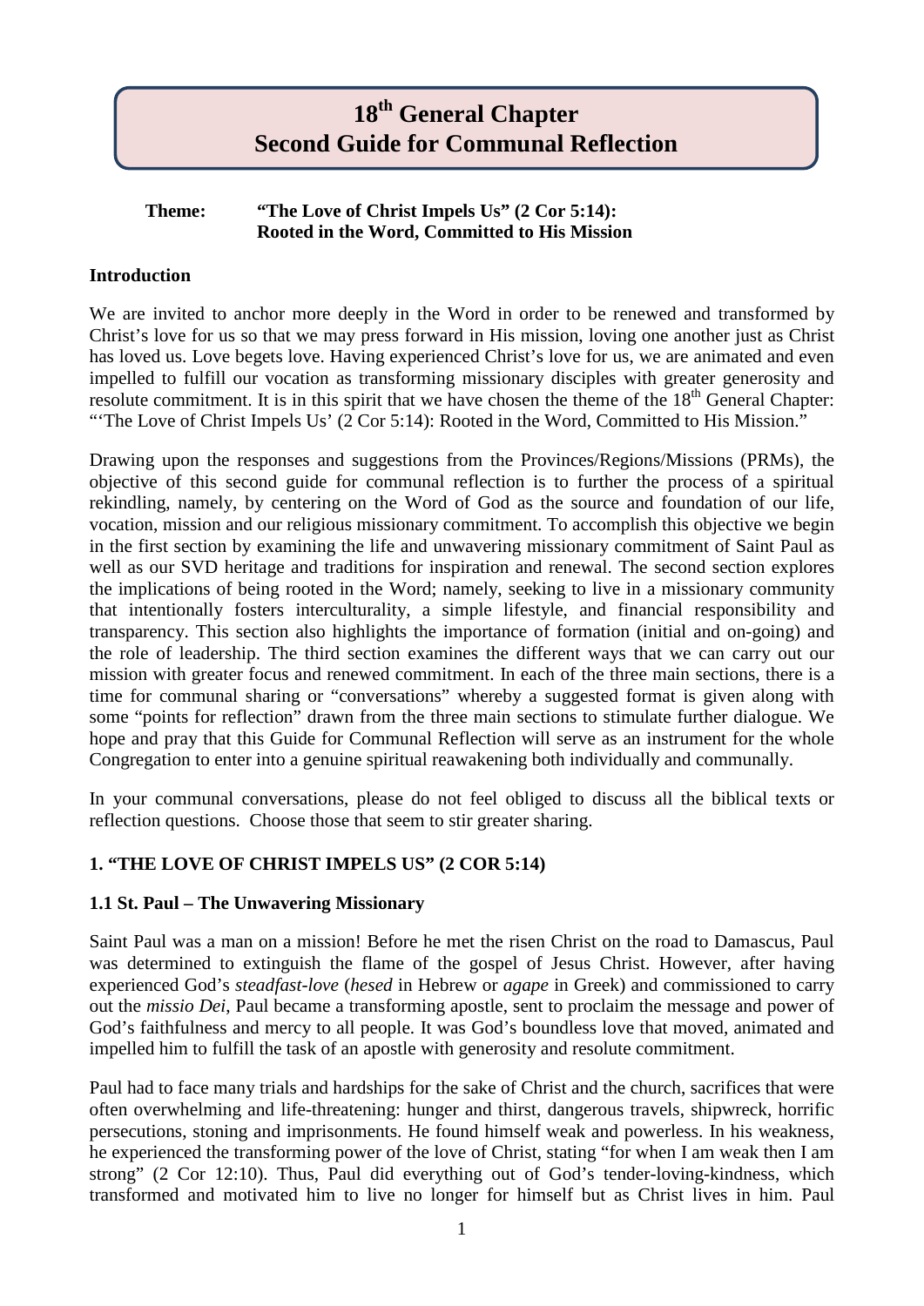# 18th General Chapter
# Second Guide for Communal Reflection

**Theme: "The Love of Christ Impels Us" (2 Cor 5:14): Rooted in the Word, Committed to His Mission**

### Introduction

We are invited to anchor more deeply in the Word in order to be renewed and transformed by Christ's love for us so that we may press forward in His mission, loving one another just as Christ has loved us. Love begets love. Having experienced Christ's love for us, we are animated and even impelled to fulfill our vocation as transforming missionary disciples with greater generosity and resolute commitment. It is in this spirit that we have chosen the theme of the 18th General Chapter: "'The Love of Christ Impels Us' (2 Cor 5:14): Rooted in the Word, Committed to His Mission."

Drawing upon the responses and suggestions from the Provinces/Regions/Missions (PRMs), the objective of this second guide for communal reflection is to further the process of a spiritual rekindling, namely, by centering on the Word of God as the source and foundation of our life, vocation, mission and our religious missionary commitment. To accomplish this objective we begin in the first section by examining the life and unwavering missionary commitment of Saint Paul as well as our SVD heritage and traditions for inspiration and renewal. The second section explores the implications of being rooted in the Word; namely, seeking to live in a missionary community that intentionally fosters interculturality, a simple lifestyle, and financial responsibility and transparency. This section also highlights the importance of formation (initial and on-going) and the role of leadership. The third section examines the different ways that we can carry out our mission with greater focus and renewed commitment. In each of the three main sections, there is a time for communal sharing or "conversations" whereby a suggested format is given along with some "points for reflection" drawn from the three main sections to stimulate further dialogue. We hope and pray that this Guide for Communal Reflection will serve as an instrument for the whole Congregation to enter into a genuine spiritual reawakening both individually and communally.

In your communal conversations, please do not feel obliged to discuss all the biblical texts or reflection questions. Choose those that seem to stir greater sharing.

## 1. "THE LOVE OF CHRIST IMPELS US" (2 COR 5:14)

### 1.1 St. Paul – The Unwavering Missionary

Saint Paul was a man on a mission! Before he met the risen Christ on the road to Damascus, Paul was determined to extinguish the flame of the gospel of Jesus Christ. However, after having experienced God's *steadfast-love* (*hesed* in Hebrew or *agape* in Greek) and commissioned to carry out the *missio Dei*, Paul became a transforming apostle, sent to proclaim the message and power of God's faithfulness and mercy to all people. It was God's boundless love that moved, animated and impelled him to fulfill the task of an apostle with generosity and resolute commitment.

Paul had to face many trials and hardships for the sake of Christ and the church, sacrifices that were often overwhelming and life-threatening: hunger and thirst, dangerous travels, shipwreck, horrific persecutions, stoning and imprisonments. He found himself weak and powerless. In his weakness, he experienced the transforming power of the love of Christ, stating "for when I am weak then I am strong" (2 Cor 12:10). Thus, Paul did everything out of God's tender-loving-kindness, which transformed and motivated him to live no longer for himself but as Christ lives in him. Paul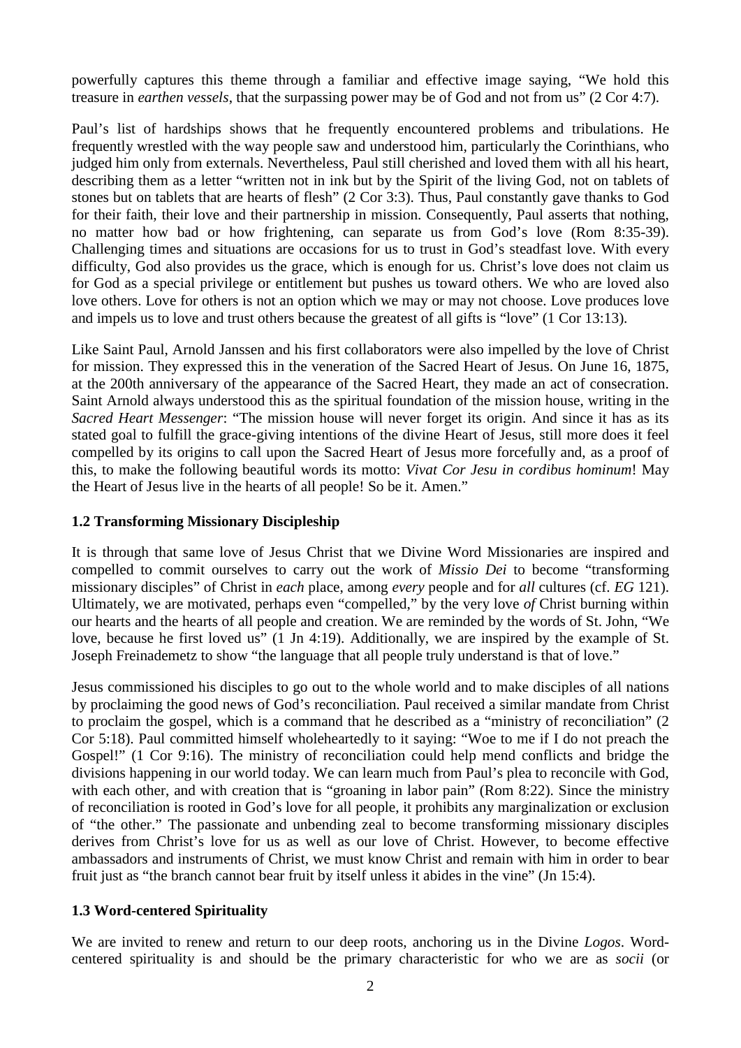powerfully captures this theme through a familiar and effective image saying, "We hold this treasure in *earthen vessels*, that the surpassing power may be of God and not from us" (2 Cor 4:7).

Paul's list of hardships shows that he frequently encountered problems and tribulations. He frequently wrestled with the way people saw and understood him, particularly the Corinthians, who judged him only from externals. Nevertheless, Paul still cherished and loved them with all his heart, describing them as a letter "written not in ink but by the Spirit of the living God, not on tablets of stones but on tablets that are hearts of flesh" (2 Cor 3:3). Thus, Paul constantly gave thanks to God for their faith, their love and their partnership in mission. Consequently, Paul asserts that nothing, no matter how bad or how frightening, can separate us from God's love (Rom 8:35-39). Challenging times and situations are occasions for us to trust in God's steadfast love. With every difficulty, God also provides us the grace, which is enough for us. Christ's love does not claim us for God as a special privilege or entitlement but pushes us toward others. We who are loved also love others. Love for others is not an option which we may or may not choose. Love produces love and impels us to love and trust others because the greatest of all gifts is "love" (1 Cor 13:13).

Like Saint Paul, Arnold Janssen and his first collaborators were also impelled by the love of Christ for mission. They expressed this in the veneration of the Sacred Heart of Jesus. On June 16, 1875, at the 200th anniversary of the appearance of the Sacred Heart, they made an act of consecration. Saint Arnold always understood this as the spiritual foundation of the mission house, writing in the *Sacred Heart Messenger*: "The mission house will never forget its origin. And since it has as its stated goal to fulfill the grace-giving intentions of the divine Heart of Jesus, still more does it feel compelled by its origins to call upon the Sacred Heart of Jesus more forcefully and, as a proof of this, to make the following beautiful words its motto: *Vivat Cor Jesu in cordibus hominum*! May the Heart of Jesus live in the hearts of all people! So be it. Amen."

### 1.2 Transforming Missionary Discipleship

It is through that same love of Jesus Christ that we Divine Word Missionaries are inspired and compelled to commit ourselves to carry out the work of *Missio Dei* to become "transforming missionary disciples" of Christ in *each* place, among *every* people and for *all* cultures (cf. *EG* 121). Ultimately, we are motivated, perhaps even "compelled," by the very love *of* Christ burning within our hearts and the hearts of all people and creation. We are reminded by the words of St. John, "We love, because he first loved us" (1 Jn 4:19). Additionally, we are inspired by the example of St. Joseph Freinademetz to show "the language that all people truly understand is that of love."

Jesus commissioned his disciples to go out to the whole world and to make disciples of all nations by proclaiming the good news of God's reconciliation. Paul received a similar mandate from Christ to proclaim the gospel, which is a command that he described as a "ministry of reconciliation" (2 Cor 5:18). Paul committed himself wholeheartedly to it saying: "Woe to me if I do not preach the Gospel!" (1 Cor 9:16). The ministry of reconciliation could help mend conflicts and bridge the divisions happening in our world today. We can learn much from Paul's plea to reconcile with God, with each other, and with creation that is "groaning in labor pain" (Rom 8:22). Since the ministry of reconciliation is rooted in God's love for all people, it prohibits any marginalization or exclusion of "the other." The passionate and unbending zeal to become transforming missionary disciples derives from Christ's love for us as well as our love of Christ. However, to become effective ambassadors and instruments of Christ, we must know Christ and remain with him in order to bear fruit just as "the branch cannot bear fruit by itself unless it abides in the vine" (Jn 15:4).

### 1.3 Word-centered Spirituality

We are invited to renew and return to our deep roots, anchoring us in the Divine *Logos*. Word-centered spirituality is and should be the primary characteristic for who we are as *socii* (or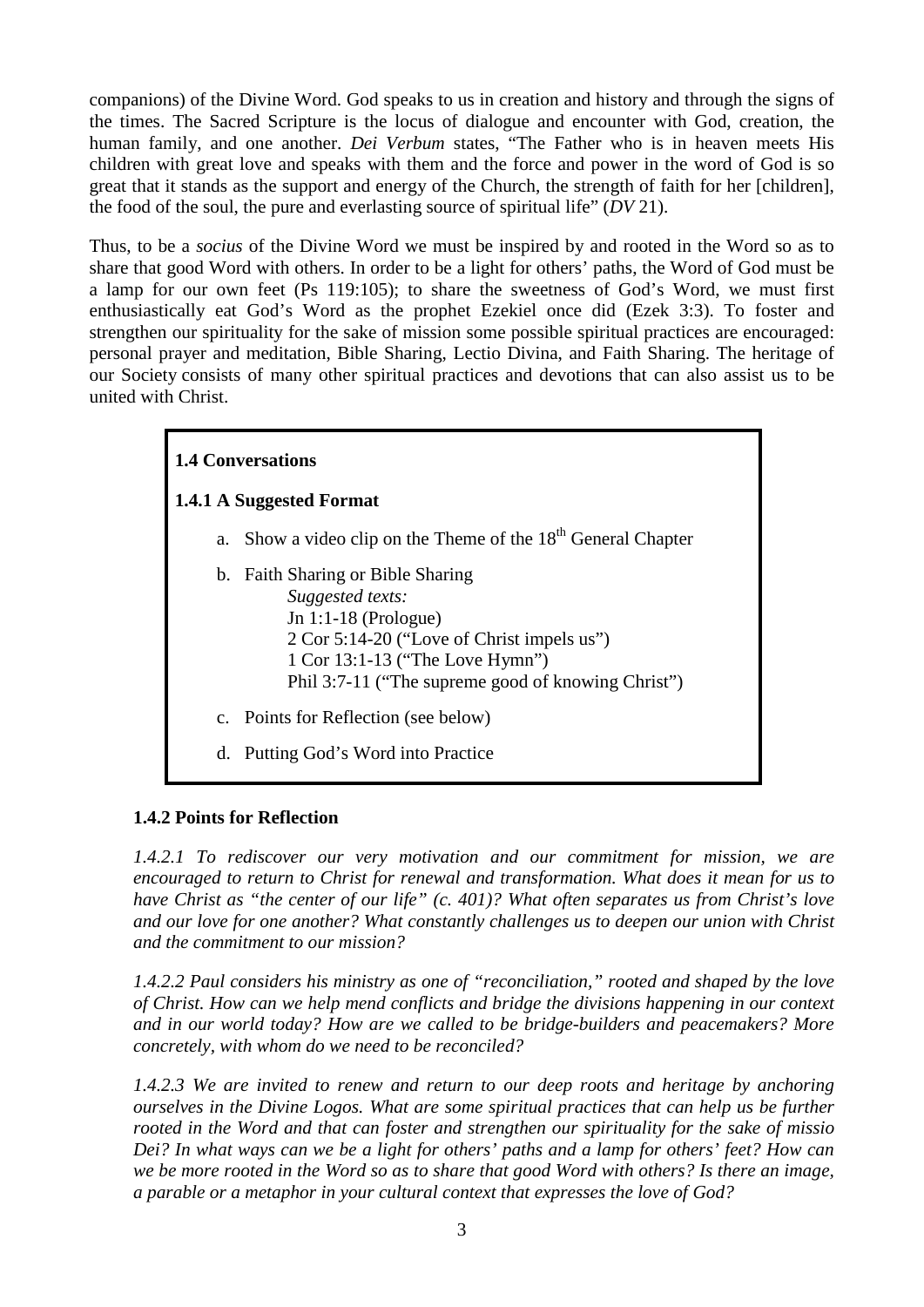companions) of the Divine Word. God speaks to us in creation and history and through the signs of the times. The Sacred Scripture is the locus of dialogue and encounter with God, creation, the human family, and one another. *Dei Verbum* states, "The Father who is in heaven meets His children with great love and speaks with them and the force and power in the word of God is so great that it stands as the support and energy of the Church, the strength of faith for her [children], the food of the soul, the pure and everlasting source of spiritual life" (*DV* 21).

Thus, to be a *socius* of the Divine Word we must be inspired by and rooted in the Word so as to share that good Word with others. In order to be a light for others' paths, the Word of God must be a lamp for our own feet (Ps 119:105); to share the sweetness of God's Word, we must first enthusiastically eat God's Word as the prophet Ezekiel once did (Ezek 3:3). To foster and strengthen our spirituality for the sake of mission some possible spiritual practices are encouraged: personal prayer and meditation, Bible Sharing, Lectio Divina, and Faith Sharing. The heritage of our Society consists of many other spiritual practices and devotions that can also assist us to be united with Christ.

### 1.4 Conversations

#### 1.4.1 A Suggested Format

a. Show a video clip on the Theme of the 18th General Chapter

b. Faith Sharing or Bible Sharing
   *Suggested texts:*
   Jn 1:1-18 (Prologue)
   2 Cor 5:14-20 ("Love of Christ impels us")
   1 Cor 13:1-13 ("The Love Hymn")
   Phil 3:7-11 ("The supreme good of knowing Christ")

c. Points for Reflection (see below)

d. Putting God's Word into Practice

#### 1.4.2 Points for Reflection

*1.4.2.1 To rediscover our very motivation and our commitment for mission, we are encouraged to return to Christ for renewal and transformation. What does it mean for us to have Christ as "the center of our life" (c. 401)? What often separates us from Christ's love and our love for one another? What constantly challenges us to deepen our union with Christ and the commitment to our mission?*

*1.4.2.2 Paul considers his ministry as one of "reconciliation," rooted and shaped by the love of Christ. How can we help mend conflicts and bridge the divisions happening in our context and in our world today? How are we called to be bridge-builders and peacemakers? More concretely, with whom do we need to be reconciled?*

*1.4.2.3 We are invited to renew and return to our deep roots and heritage by anchoring ourselves in the Divine Logos. What are some spiritual practices that can help us be further rooted in the Word and that can foster and strengthen our spirituality for the sake of missio Dei? In what ways can we be a light for others' paths and a lamp for others' feet? How can we be more rooted in the Word so as to share that good Word with others? Is there an image, a parable or a metaphor in your cultural context that expresses the love of God?*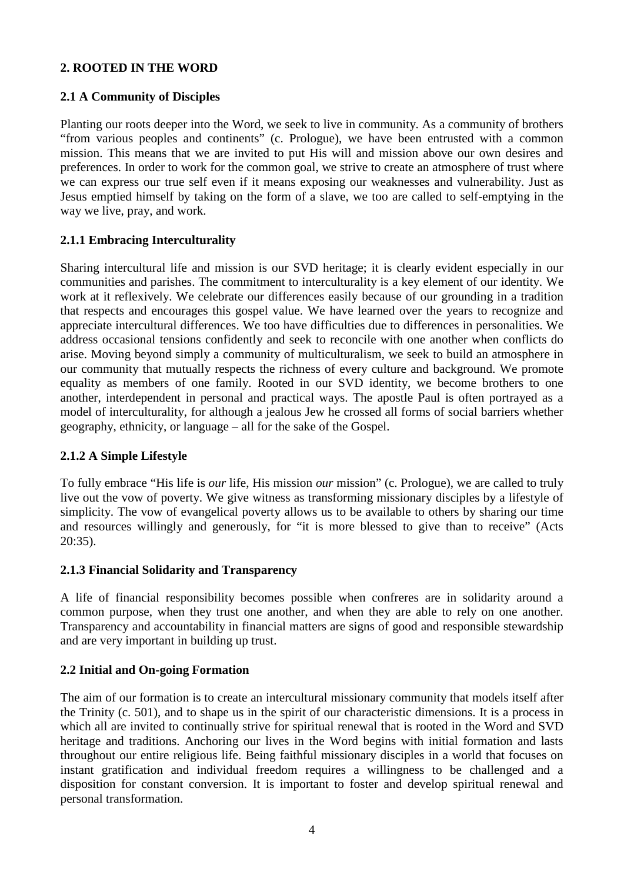## 2. ROOTED IN THE WORD

### 2.1 A Community of Disciples

Planting our roots deeper into the Word, we seek to live in community. As a community of brothers "from various peoples and continents" (c. Prologue), we have been entrusted with a common mission. This means that we are invited to put His will and mission above our own desires and preferences. In order to work for the common goal, we strive to create an atmosphere of trust where we can express our true self even if it means exposing our weaknesses and vulnerability. Just as Jesus emptied himself by taking on the form of a slave, we too are called to self-emptying in the way we live, pray, and work.

#### 2.1.1 Embracing Interculturality

Sharing intercultural life and mission is our SVD heritage; it is clearly evident especially in our communities and parishes. The commitment to interculturality is a key element of our identity. We work at it reflexively. We celebrate our differences easily because of our grounding in a tradition that respects and encourages this gospel value. We have learned over the years to recognize and appreciate intercultural differences. We too have difficulties due to differences in personalities. We address occasional tensions confidently and seek to reconcile with one another when conflicts do arise. Moving beyond simply a community of multiculturalism, we seek to build an atmosphere in our community that mutually respects the richness of every culture and background. We promote equality as members of one family. Rooted in our SVD identity, we become brothers to one another, interdependent in personal and practical ways. The apostle Paul is often portrayed as a model of interculturality, for although a jealous Jew he crossed all forms of social barriers whether geography, ethnicity, or language – all for the sake of the Gospel.

#### 2.1.2 A Simple Lifestyle

To fully embrace "His life is *our* life, His mission *our* mission" (c. Prologue), we are called to truly live out the vow of poverty. We give witness as transforming missionary disciples by a lifestyle of simplicity. The vow of evangelical poverty allows us to be available to others by sharing our time and resources willingly and generously, for "it is more blessed to give than to receive" (Acts 20:35).

#### 2.1.3 Financial Solidarity and Transparency

A life of financial responsibility becomes possible when confreres are in solidarity around a common purpose, when they trust one another, and when they are able to rely on one another. Transparency and accountability in financial matters are signs of good and responsible stewardship and are very important in building up trust.

### 2.2 Initial and On-going Formation

The aim of our formation is to create an intercultural missionary community that models itself after the Trinity (c. 501), and to shape us in the spirit of our characteristic dimensions. It is a process in which all are invited to continually strive for spiritual renewal that is rooted in the Word and SVD heritage and traditions. Anchoring our lives in the Word begins with initial formation and lasts throughout our entire religious life. Being faithful missionary disciples in a world that focuses on instant gratification and individual freedom requires a willingness to be challenged and a disposition for constant conversion. It is important to foster and develop spiritual renewal and personal transformation.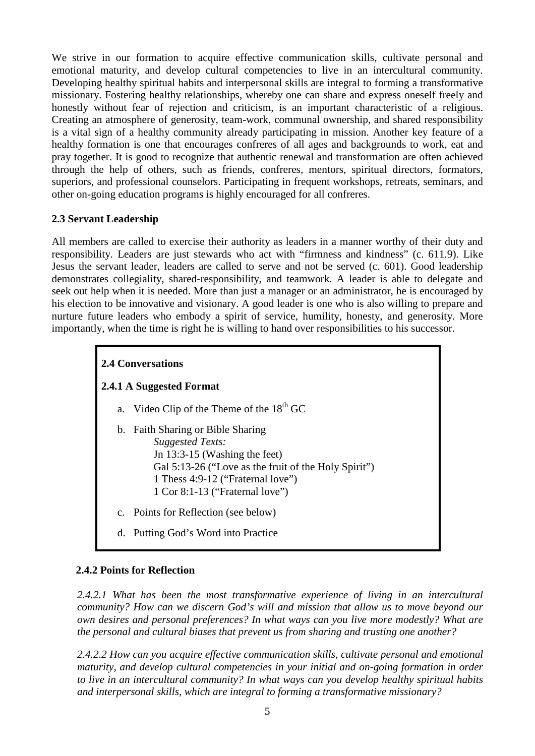We strive in our formation to acquire effective communication skills, cultivate personal and emotional maturity, and develop cultural competencies to live in an intercultural community. Developing healthy spiritual habits and interpersonal skills are integral to forming a transformative missionary. Fostering healthy relationships, whereby one can share and express oneself freely and honestly without fear of rejection and criticism, is an important characteristic of a religious. Creating an atmosphere of generosity, team-work, communal ownership, and shared responsibility is a vital sign of a healthy community already participating in mission. Another key feature of a healthy formation is one that encourages confreres of all ages and backgrounds to work, eat and pray together. It is good to recognize that authentic renewal and transformation are often achieved through the help of others, such as friends, confreres, mentors, spiritual directors, formators, superiors, and professional counselors. Participating in frequent workshops, retreats, seminars, and other on-going education programs is highly encouraged for all confreres.

### 2.3 Servant Leadership

All members are called to exercise their authority as leaders in a manner worthy of their duty and responsibility. Leaders are just stewards who act with "firmness and kindness" (c. 611.9). Like Jesus the servant leader, leaders are called to serve and not be served (c. 601). Good leadership demonstrates collegiality, shared-responsibility, and teamwork. A leader is able to delegate and seek out help when it is needed. More than just a manager or an administrator, he is encouraged by his election to be innovative and visionary. A good leader is one who is also willing to prepare and nurture future leaders who embody a spirit of service, humility, honesty, and generosity. More importantly, when the time is right he is willing to hand over responsibilities to his successor.

### 2.4 Conversations

#### 2.4.1 A Suggested Format

a. Video Clip of the Theme of the 18th GC

b. Faith Sharing or Bible Sharing
   *Suggested Texts:*
   Jn 13:3-15 (Washing the feet)
   Gal 5:13-26 ("Love as the fruit of the Holy Spirit")
   1 Thess 4:9-12 ("Fraternal love")
   1 Cor 8:1-13 ("Fraternal love")

c. Points for Reflection (see below)

d. Putting God's Word into Practice

#### 2.4.2 Points for Reflection

*2.4.2.1 What has been the most transformative experience of living in an intercultural community? How can we discern God's will and mission that allow us to move beyond our own desires and personal preferences? In what ways can you live more modestly? What are the personal and cultural biases that prevent us from sharing and trusting one another?*

*2.4.2.2 How can you acquire effective communication skills, cultivate personal and emotional maturity, and develop cultural competencies in your initial and on-going formation in order to live in an intercultural community? In what ways can you develop healthy spiritual habits and interpersonal skills, which are integral to forming a transformative missionary?*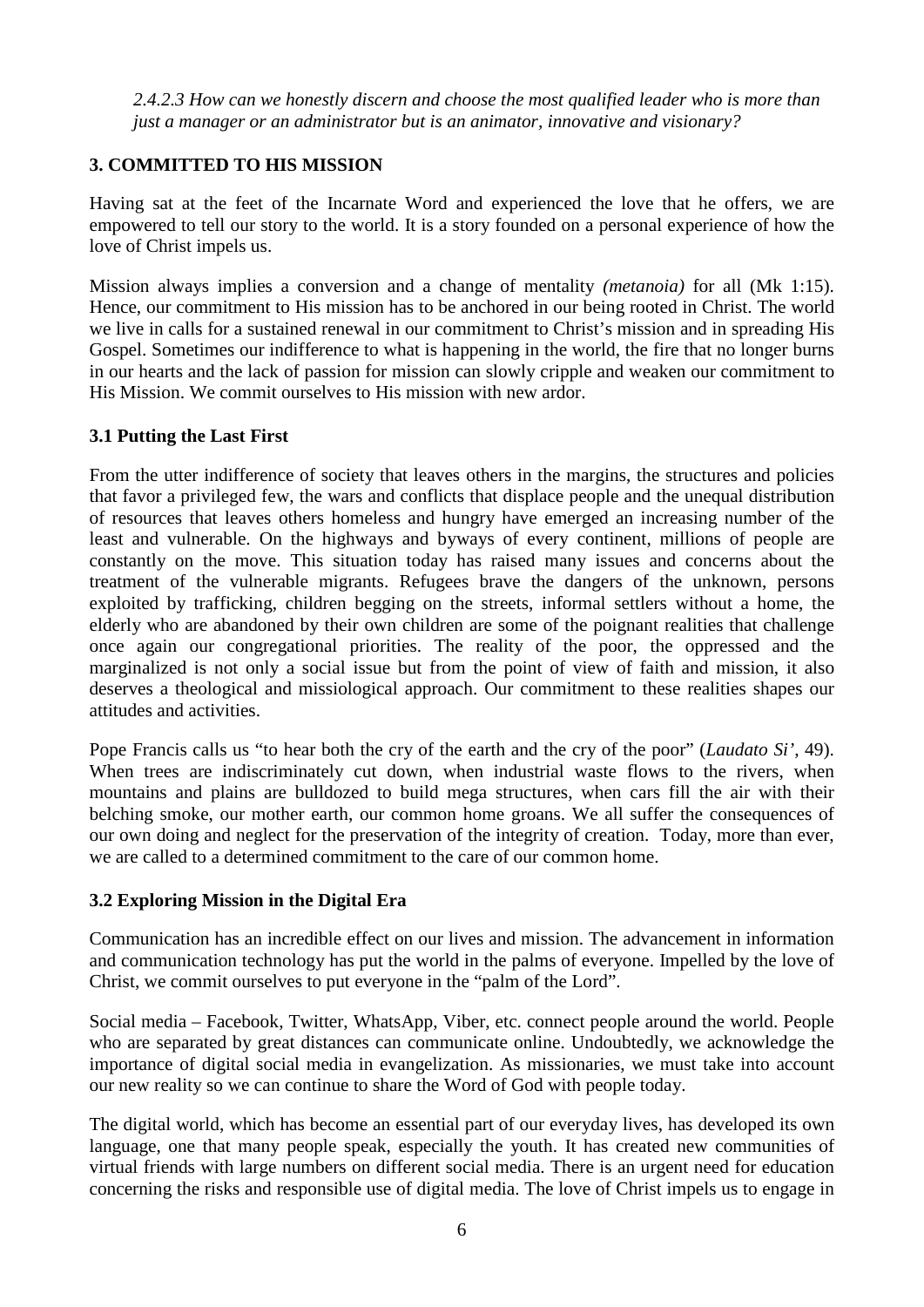*2.4.2.3 How can we honestly discern and choose the most qualified leader who is more than just a manager or an administrator but is an animator, innovative and visionary?*

## 3. COMMITTED TO HIS MISSION

Having sat at the feet of the Incarnate Word and experienced the love that he offers, we are empowered to tell our story to the world. It is a story founded on a personal experience of how the love of Christ impels us.

Mission always implies a conversion and a change of mentality *(metanoia)* for all (Mk 1:15). Hence, our commitment to His mission has to be anchored in our being rooted in Christ. The world we live in calls for a sustained renewal in our commitment to Christ's mission and in spreading His Gospel. Sometimes our indifference to what is happening in the world, the fire that no longer burns in our hearts and the lack of passion for mission can slowly cripple and weaken our commitment to His Mission. We commit ourselves to His mission with new ardor.

### 3.1 Putting the Last First

From the utter indifference of society that leaves others in the margins, the structures and policies that favor a privileged few, the wars and conflicts that displace people and the unequal distribution of resources that leaves others homeless and hungry have emerged an increasing number of the least and vulnerable. On the highways and byways of every continent, millions of people are constantly on the move. This situation today has raised many issues and concerns about the treatment of the vulnerable migrants. Refugees brave the dangers of the unknown, persons exploited by trafficking, children begging on the streets, informal settlers without a home, the elderly who are abandoned by their own children are some of the poignant realities that challenge once again our congregational priorities. The reality of the poor, the oppressed and the marginalized is not only a social issue but from the point of view of faith and mission, it also deserves a theological and missiological approach. Our commitment to these realities shapes our attitudes and activities.

Pope Francis calls us "to hear both the cry of the earth and the cry of the poor" (*Laudato Si'*, 49). When trees are indiscriminately cut down, when industrial waste flows to the rivers, when mountains and plains are bulldozed to build mega structures, when cars fill the air with their belching smoke, our mother earth, our common home groans. We all suffer the consequences of our own doing and neglect for the preservation of the integrity of creation. Today, more than ever, we are called to a determined commitment to the care of our common home.

### 3.2 Exploring Mission in the Digital Era

Communication has an incredible effect on our lives and mission. The advancement in information and communication technology has put the world in the palms of everyone. Impelled by the love of Christ, we commit ourselves to put everyone in the "palm of the Lord".

Social media – Facebook, Twitter, WhatsApp, Viber, etc. connect people around the world. People who are separated by great distances can communicate online. Undoubtedly, we acknowledge the importance of digital social media in evangelization. As missionaries, we must take into account our new reality so we can continue to share the Word of God with people today.

The digital world, which has become an essential part of our everyday lives, has developed its own language, one that many people speak, especially the youth. It has created new communities of virtual friends with large numbers on different social media. There is an urgent need for education concerning the risks and responsible use of digital media. The love of Christ impels us to engage in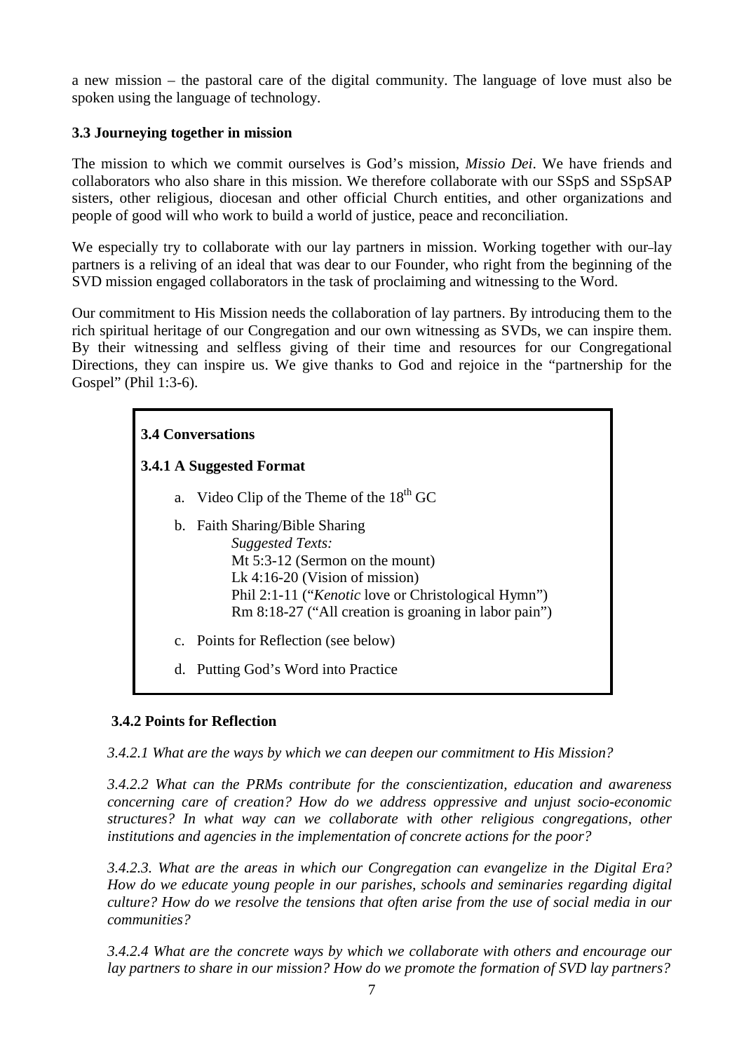a new mission – the pastoral care of the digital community. The language of love must also be spoken using the language of technology.

### 3.3 Journeying together in mission

The mission to which we commit ourselves is God's mission, *Missio Dei*. We have friends and collaborators who also share in this mission. We therefore collaborate with our SSpS and SSpSAP sisters, other religious, diocesan and other official Church entities, and other organizations and people of good will who work to build a world of justice, peace and reconciliation.

We especially try to collaborate with our lay partners in mission. Working together with our lay partners is a reliving of an ideal that was dear to our Founder, who right from the beginning of the SVD mission engaged collaborators in the task of proclaiming and witnessing to the Word.

Our commitment to His Mission needs the collaboration of lay partners. By introducing them to the rich spiritual heritage of our Congregation and our own witnessing as SVDs, we can inspire them. By their witnessing and selfless giving of their time and resources for our Congregational Directions, they can inspire us. We give thanks to God and rejoice in the "partnership for the Gospel" (Phil 1:3-6).

### 3.4 Conversations

#### 3.4.1 A Suggested Format

a. Video Clip of the Theme of the 18th GC

b. Faith Sharing/Bible Sharing
   *Suggested Texts:*
   Mt 5:3-12 (Sermon on the mount)
   Lk 4:16-20 (Vision of mission)
   Phil 2:1-11 ("*Kenotic* love or Christological Hymn")
   Rm 8:18-27 ("All creation is groaning in labor pain")

c. Points for Reflection (see below)

d. Putting God's Word into Practice

#### 3.4.2 Points for Reflection

*3.4.2.1 What are the ways by which we can deepen our commitment to His Mission?*

*3.4.2.2 What can the PRMs contribute for the conscientization, education and awareness concerning care of creation? How do we address oppressive and unjust socio-economic structures? In what way can we collaborate with other religious congregations, other institutions and agencies in the implementation of concrete actions for the poor?*

*3.4.2.3. What are the areas in which our Congregation can evangelize in the Digital Era? How do we educate young people in our parishes, schools and seminaries regarding digital culture? How do we resolve the tensions that often arise from the use of social media in our communities?*

*3.4.2.4 What are the concrete ways by which we collaborate with others and encourage our lay partners to share in our mission? How do we promote the formation of SVD lay partners?*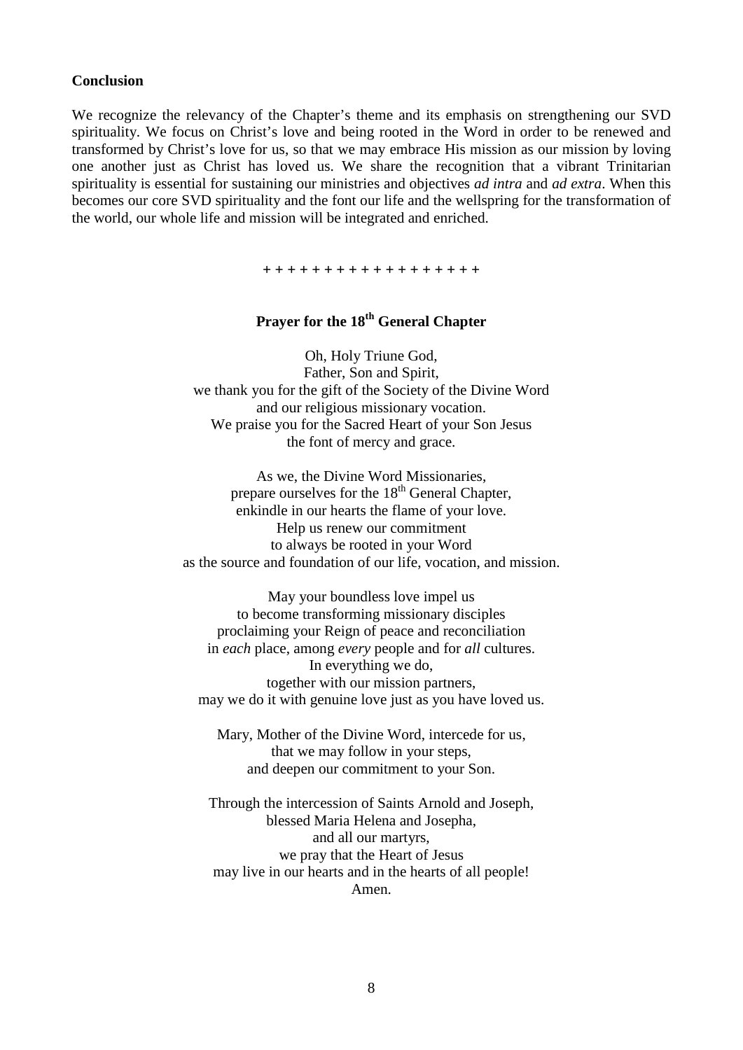**Conclusion**

We recognize the relevancy of the Chapter's theme and its emphasis on strengthening our SVD spirituality. We focus on Christ's love and being rooted in the Word in order to be renewed and transformed by Christ's love for us, so that we may embrace His mission as our mission by loving one another just as Christ has loved us. We share the recognition that a vibrant Trinitarian spirituality is essential for sustaining our ministries and objectives *ad intra* and *ad extra*. When this becomes our core SVD spirituality and the font our life and the wellspring for the transformation of the world, our whole life and mission will be integrated and enriched.

+ + + + + + + + + + + + + + + + + +

## Prayer for the 18th General Chapter

Oh, Holy Triune God,  
Father, Son and Spirit,  
we thank you for the gift of the Society of the Divine Word  
and our religious missionary vocation.  
We praise you for the Sacred Heart of your Son Jesus  
the font of mercy and grace.

As we, the Divine Word Missionaries,  
prepare ourselves for the 18th General Chapter,  
enkindle in our hearts the flame of your love.  
Help us renew our commitment  
to always be rooted in your Word  
as the source and foundation of our life, vocation, and mission.

May your boundless love impel us  
to become transforming missionary disciples  
proclaiming your Reign of peace and reconciliation  
in *each* place, among *every* people and for *all* cultures.  
In everything we do,  
together with our mission partners,  
may we do it with genuine love just as you have loved us.

Mary, Mother of the Divine Word, intercede for us,  
that we may follow in your steps,  
and deepen our commitment to your Son.

Through the intercession of Saints Arnold and Joseph,  
blessed Maria Helena and Josepha,  
and all our martyrs,  
we pray that the Heart of Jesus  
may live in our hearts and in the hearts of all people!  
Amen.